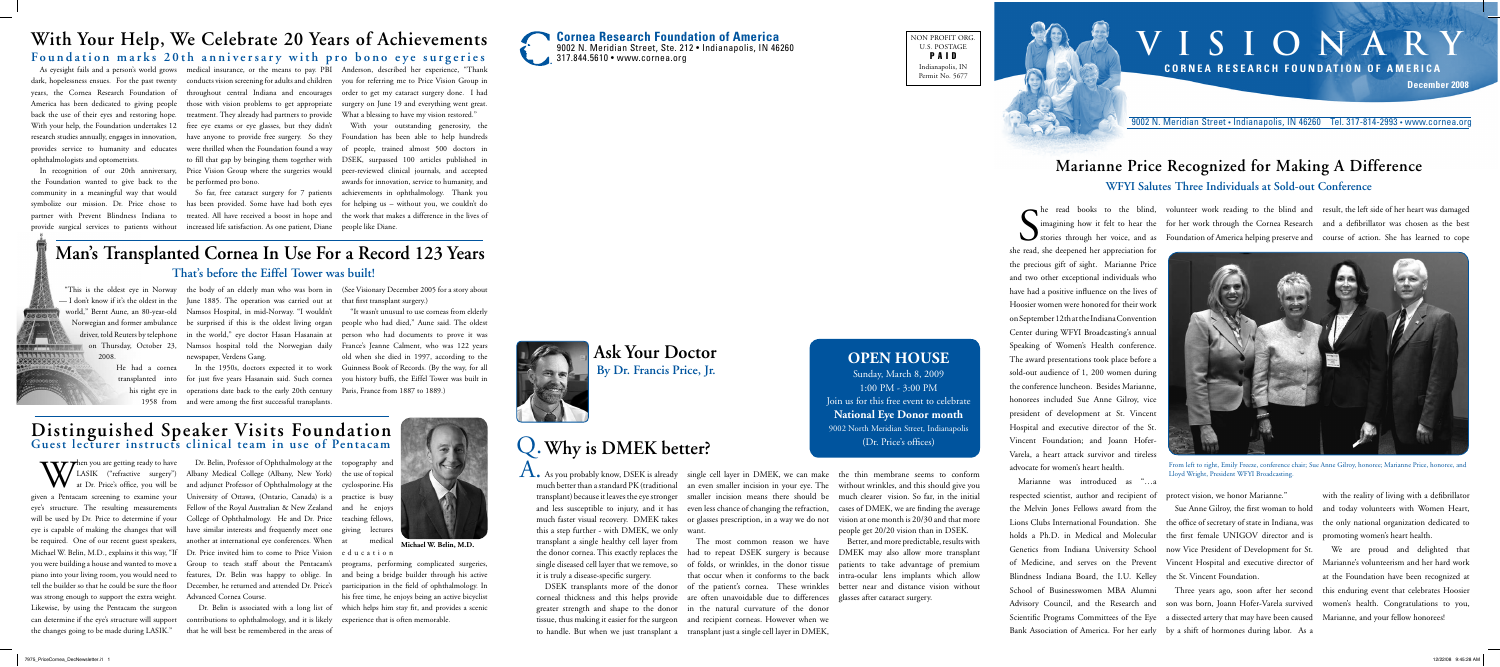# VISIONARY

## CORNEA RESEARCH FOUNDATION OF AMERICA

December 2008

9002 N. Meridian Street • Indianapolis, IN 46260 Tel. 317-814-2993 • www.cornea.org

**Cornea Research Foundation of America**
9002 N. Meridian Street, Ste. 212 • Indianapolis, IN 46260
317.844.5610 • www.cornea.org

NON PROFIT ORG.
U.S. POSTAGE
**PAID**
Indianapolis, IN
Permit No. 5677

## With Your Help, We Celebrate 20 Years of Achievements

### Foundation marks 20th anniversary with pro bono eye surgeries

As eyesight fails and a person's world grows dark, hopelessness ensues. For the past twenty years, the Cornea Research Foundation of America has been dedicated to giving people back the use of their eyes and restoring hope. With your help, the Foundation undertakes 12 research studies annually, engages in innovation, provides service to humanity and educates ophthalmologists and optometrists.

In recognition of our 20th anniversary, the Foundation wanted to give back to the community in a meaningful way that would symbolize our mission. Dr. Price chose to partner with Prevent Blindness Indiana to provide surgical services to patients without medical insurance, or the means to pay. PBI conducts vision screening for adults and children throughout central Indiana and encourages those with vision problems to get appropriate treatment. They already had partners to provide free eye exams or eye glasses, but they didn't have anyone to provide free surgery. So they were thrilled when the Foundation found a way to fill that gap by bringing them together with Price Vision Group where the surgeries would be performed pro bono.

So far, free cataract surgery for 7 patients has been provided. Some have had both eyes treated. All have received a boost in hope and increased life satisfaction. As one patient, Diane Anderson, described her experience, "Thank you for referring me to Price Vision Group in order to get my cataract surgery done. I had surgery on June 19 and everything went great. What a blessing to have my vision restored."

With your outstanding generosity, the Foundation has been able to help hundreds of people, trained almost 500 doctors in DSEK, surpassed 100 articles published in peer-reviewed clinical journals, and accepted awards for innovation, service to humanity, and achievements in ophthalmology. Thank you for helping us – without you, we couldn't do the work that makes a difference in the lives of people like Diane.

## Man's Transplanted Cornea In Use For a Record 123 Years

### That's before the Eiffel Tower was built!

"This is the oldest eye in Norway — I don't know if it's the oldest in the world," Bernt Aune, an 80-year-old Norwegian and former ambulance driver, told Reuters by telephone on Thursday, October 23, 2008.

He had a cornea transplanted into his right eye in 1958 from the body of an elderly man who was born in June 1885. The operation was carried out at Namsos Hospital, in mid-Norway. "I wouldn't be surprised if this is the oldest living organ in the world," eye doctor Hasan Hasanain at Namsos hospital told the Norwegian daily newspaper, Verdens Gang.

In the 1950s, doctors expected it to work for just five years Hasanain said. Such cornea operations date back to the early 20th century and were among the first successful transplants. (See Visionary December 2005 for a story about that first transplant surgery.)

"It wasn't unusual to use corneas from elderly people who had died," Aune said. The oldest person who had documents to prove it was France's Jeanne Calment, who was 122 years old when she died in 1997, according to the Guinness Book of Records. (By the way, for all you history buffs, the Eiffel Tower was built in Paris, France from 1887 to 1889.)

## Distinguished Speaker Visits Foundation

### Guest lecturer instructs clinical team in use of Pentacam

When you are getting ready to have LASIK ("refractive surgery") at Dr. Price's office, you will be given a Pentacam screening to examine your eye's structure. The resulting measurements will be used by Dr. Price to determine if your eye is capable of making the changes that will be required. One of our recent guest speakers, Michael W. Belin, M.D., explains it this way, "If you were building a house and wanted to move a piano into your living room, you would need to tell the builder so that he could be sure the floor was strong enough to support the extra weight. Likewise, by using the Pentacam the surgeon can determine if the eye's structure will support the changes going to be made during LASIK."

Dr. Belin, Professor of Ophthalmology at the Albany Medical College (Albany, New York) and adjunct Professor of Ophthalmology at the University of Ottawa, (Ontario, Canada) is a Fellow of the Royal Australian & New Zealand College of Ophthalmology. He and Dr. Price have similar interests and frequently meet one another at international eye conferences. When Dr. Price invited him to come to Price Vision Group to teach staff about the Pentacam's features, Dr. Belin was happy to oblige. In December, he returned and attended Dr. Price's Advanced Cornea Course.

Dr. Belin is associated with a long list of contributions to ophthalmology, and it is likely that he will best be remembered in the areas of topography and the use of topical cyclosporine. His practice is busy and he enjoys teaching fellows, giving lectures at medical education programs, performing complicated surgeries, and being a bridge builder through his active participation in the field of ophthalmology. In his free time, he enjoys being an active bicyclist which helps him stay fit, and provides a scenic experience that is often memorable.

Michael W. Belin, M.D.

## Ask Your Doctor

By Dr. Francis Price, Jr.

## Q. Why is DMEK better?

A. As you probably know, DSEK is already much better than a standard PK (traditional transplant) because it leaves the eye stronger and less susceptible to injury, and it has much faster visual recovery. DMEK takes this a step further - with DMEK, we only transplant a single healthy cell layer from the donor cornea. This exactly replaces the single diseased cell layer that we remove, so it is truly a disease-specific surgery.

DSEK transplants more of the donor corneal thickness and this helps provide greater strength and shape to the donor tissue, thus making it easier for the surgeon to handle. But when we just transplant a single cell layer in DMEK, we can make an even smaller incision in your eye. The smaller incision means there should be even less chance of changing the refraction, or glasses prescription, in a way we do not want.

The most common reason we have had to repeat DSEK surgery is because of folds, or wrinkles, in the donor tissue that occur when it conforms to the back of the patient's cornea. These wrinkles are often unavoidable due to differences in the natural curvature of the donor and recipient corneas. However when we transplant just a single cell layer in DMEK, the thin membrane seems to conform without wrinkles, and this should give you much clearer vision. So far, in the initial cases of DMEK, we are finding the average vision at one month is 20/30 and that more people get 20/20 vision than in DSEK.

Better, and more predictable, results with DMEK may also allow more transplant patients to take advantage of premium intra-ocular lens implants which allow better near and distance vision without glasses after cataract surgery.

## OPEN HOUSE

**Sunday, March 8, 2009**
**1:00 PM - 3:00 PM**
**Join us for this free event to celebrate**
**National Eye Donor month**
9002 North Meridian Street, Indianapolis
(Dr. Price's offices)

## Marianne Price Recognized for Making A Difference

### WFYI Salutes Three Individuals at Sold-out Conference

She read books to the blind, imagining how it felt to hear the stories through her voice, and as she read, she deepened her appreciation for the precious gift of sight. Marianne Price and two other exceptional individuals who have had a positive influence on the lives of Hoosier women were honored for their work on September 12th at the Indiana Convention Center during WFYI Broadcasting's annual Speaking of Women's Health conference. The award presentations took place before a sold-out audience of 1, 200 women during the conference luncheon. Besides Marianne, honorees included Sue Anne Gilroy, vice president of development at St. Vincent Hospital and executive director of the St. Vincent Foundation; and Joann Hofer-Varela, a heart attack survivor and tireless advocate for women's heart health.

Marianne was introduced as "…a respected scientist, author and recipient of the Melvin Jones Fellows award from the Lions Clubs International Foundation. She holds a Ph.D. in Medical and Molecular Genetics from Indiana University School of Medicine, and serves on the Prevent Blindness Indiana Board, the I.U. Kelley School of Businesswomen MBA Alumni Advisory Council, and the Research and Scientific Programs Committees of the Eye Bank Association of America. For her early volunteer work reading to the blind and for her work through the Cornea Research Foundation of America helping preserve and protect vision, we honor Marianne."

Sue Anne Gilroy, the first woman to hold the office of secretary of state in Indiana, was the first female UNIGOV director and is now Vice President of Development for St. Vincent Hospital and executive director of the St. Vincent Foundation.

Three years ago, soon after her second son was born, Joann Hofer-Varela survived a dissected artery that may have been caused by a shift of hormones during labor. As a result, the left side of her heart was damaged and a defibrillator was chosen as the best course of action. She has learned to cope with the reality of living with a defibrillator and today volunteers with Women Heart, the only national organization dedicated to promoting women's heart health.

We are proud and delighted that Marianne's volunteerism and her hard work at the Foundation have been recognized at this enduring event that celebrates Hoosier women's health. Congratulations to you, Marianne, and your fellow honorees!

From left to right, Emily Freeze, conference chair; Sue Anne Gilroy, honoree; Marianne Price, honoree, and Lloyd Wright, President WFYI Broadcasting.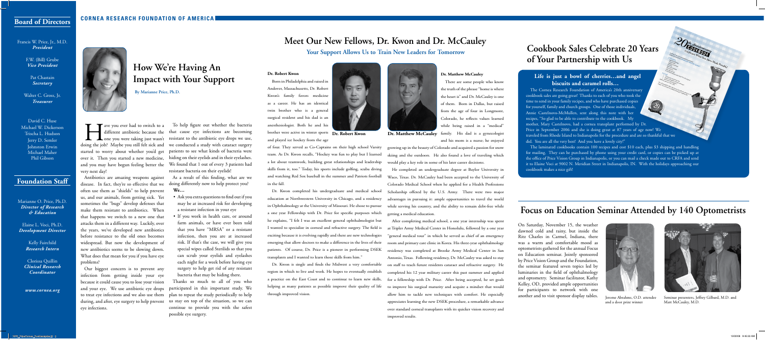## Board of Directors

Francis W. Price, Jr., M.D.
*President*

F.W. (Bill) Grube
*Vice President*

Pat Chastain
*Secretary*

Walter C. Gross, Jr.
*Treasurer*

David C. Huse
Michael W. Dickerson
Trischa L. Hudson
Jerry D. Semler
Johnston Erwin
Michael Maher
Phil Gibson

## Foundation Staff

Marianne O. Price, Ph.D.
*Director of Research & Education*

Elaine L. Voci, Ph.D.
*Development Director*

Kelly Fairchild
*Research Intern*

Clorissa Quillin
*Clinical Research Coordinator*

*www.cornea.org*

# How We're Having An Impact with Your Support

By Marianne Price, Ph.D.

Have you ever had to switch to a different antibiotic because the one you were taking just wasn't doing the job? Maybe you still felt sick and started to worry about whether you'd get over it. Then you started a new medicine, and you may have begun feeling better the very next day!

Antibiotics are amazing weapons against disease. In fact, they're so effective that we often use them as "shields" to help prevent us, and our animals, from getting sick. Yet sometimes the "bugs" develop defenses that make them resistant to antibiotics. When that happens we switch to a new one that attacks them in a different way. Luckily, over the years, we've developed new antibiotics before resistance to the old ones becomes widespread. But now the development of new antibiotics seems to be slowing down. What does that mean for you if you have eye problems?

Our biggest concern is to prevent any infection from getting inside your eye because it could cause you to lose your vision and your eye. We use antibiotic eye drops to treat eye infections and we also use them during, and after, eye surgery to help prevent eye infections.

To help figure out whether the bacteria that cause eye infections are becoming resistant to the antibiotic eye drops we use, we conducted a study with cataract surgery patients to see what kinds of bacteria were hiding on their eyelids and in their eyelashes. We found that 1 out of every 3 patients had resistant bacteria on their eyelids!

As a result of this finding, what are we doing differently now to help protect you?

**We…**

- Ask you extra questions to find out if you may be at increased risk for developing a resistant infection in your eye
- If you work in health care, or around farm animals, or have ever been told that you have "MRSA" or a resistant infection, then you are at increased risk. If that's the case, we will give you special wipes called Sterilids so that you can scrub your eyelids and eyelashes each night for a week before having eye surgery to help get rid of any resistant bacteria that may be hiding there.

Thanks so much to all of you who participated in this important study. We plan to repeat the study periodically to help us stay on top of the situation, so we can continue to provide you with the safest possible eye surgery.

# Meet Our New Fellows, Dr. Kwon and Dr. McCauley

**Your Support Allows Us to Train New Leaders for Tomorrow**

### Dr. Robert Kwon

Born in Philadelphia and raised in Andover, Massachusetts, Dr. Robert Kwon's family favors medicine as a career. He has an identical twin brother who is a general surgical resident and his dad is an anesthesiologist. Both he and his brother were active in winter sports and played ice hockey from the age of four. They served as Co-Captains on their high school Varsity team. As Dr. Kwon recalls, "Hockey was fun to play but I learned a lot about teamwork, building great relationships and leadership skills from it, too." Today, his sports include golfing, scuba diving and watching Red Sox baseball in the summer and Patriots football in the fall.

Dr. Robert Kwon

Dr. Kwon completed his undergraduate and medical school education at Northwestern University in Chicago, and a residency in Ophthalmology at the University of Missouri. He chose to pursue a one year Fellowship with Dr. Price for specific purposes which he explains, "I felt I was an excellent general ophthalmologist but I wanted to specialize in corneal and refractive surgery. The field is exciting because it is evolving rapidly and there are new technologies emerging that allow doctors to make a difference in the lives of their patients. Of course, Dr. Price is a pioneer in performing DSEK transplants and I wanted to learn those skills from him."

Dr. Kwon is single and finds the Midwest a very comfortable region in which to live and work. He hopes to eventually establish a practice on the East Coast and to continue to learn new skills, helping as many patients as possible improve their quality of life through improved vision.

### Dr. Matthew McCauley

There are some people who know the truth of the phrase "home is where the heart is" and Dr. McCauley is one of them. Born in Dallas, but raised from the age of four in Longmont, Colorado, he reflects values learned while being raised in a "medical" family. His dad is a gynecologist and his mom is a nurse; he enjoyed growing up in the beauty of Colorado and acquired a passion for snow skiing and the outdoors. He also found a love of traveling which would play a key role in some of his later career decisions.

Dr. Matthew McCauley

He completed an undergraduate degree at Baylor University in Waco, Texas. Dr. McCauley had been accepted to the University of Colorado Medical School when he applied for a Health Professions Scholarship offered by the U.S. Army. There were two major advantages in pursuing it: ample opportunities to travel the world while serving his country, and the ability to remain debt-free while getting a medical education.

After completing medical school, a one year internship was spent at Tripler Army Medical Center in Honolulu, followed by a one year "general medical tour" in which he served as chief of an emergency room and primary care clinic in Korea. His three-year ophthalmology residency was completed at Brooke Army Medical Center in San Antonio, Texas. Following residency, Dr. McCauley was asked to stay on staff to teach future residents cataract and refractive surgery. He completed his 12 year military career this past summer and applied for a fellowship with Dr. Price. After being accepted, he set goals to improve his surgical maturity and acquire a mindset that would allow him to tackle new techniques with comfort. He especially appreciates learning the new DSEK procedure, a remarkable advance over standard corneal transplants with its quicker vision recovery and improved results.

# Cookbook Sales Celebrate 20 Years of Your Partnership with Us

### Life is just a bowl of cherries…and angel biscuits and caramel rolls…

The Cornea Research Foundation of America's 20th anniversary cookbook sales are going great! Thanks to each of you who took the time to send in your family recipes, and who have purchased copies for yourself, family and church groups. One of those individuals, Annie Castelnovo-McMullen, sent along this note with her recipes, "So glad to be able to contribute to the cookbook. My mother, Mary Castelnovo, had a cornea transplant performed by Dr. Price in September 2006 and she is doing great at 87 years of age now! We traveled from Rhode Island to Indianapolis for the procedure and are so thankful that we did. You are all the very best! And you have a lovely city!"

The laminated cookbooks contain 100 recipes and cost $10 each, plus $3 shipping and handling for mailing. They can be purchased by phone using your credit card, or copies can be picked up at the office of Price Vision Group in Indianapolis, or you can mail a check made out to CRFA and send it to Elaine Voci at 9002 N. Meridian Street in Indianapolis, IN. With the holidays approaching our cookbook makes a nice gift!

# Focus on Education Seminar Attended by 140 Optometrists

On Saturday, November 15, the weather dawned cold and rainy, but inside the Ritz Charles in Carmel, Indiana, there was a warm and comfortable mood as optometrists gathered for the annual Focus on Education seminar. Jointly sponsored by Price Vision Group and the Foundation, the seminar featured seven topics led by luminaries in the field of ophthalmology and optometry. Seminar facilitator, Kathy Kelley, OD, provided ample opportunities for participants to network with one another and to visit sponsor display tables.

Jerome Abrahms, O.D. attendee and a door prize winner

Seminar presenters, Jeffrey Gilbard, M.D. and Matt McCauley, M.D.